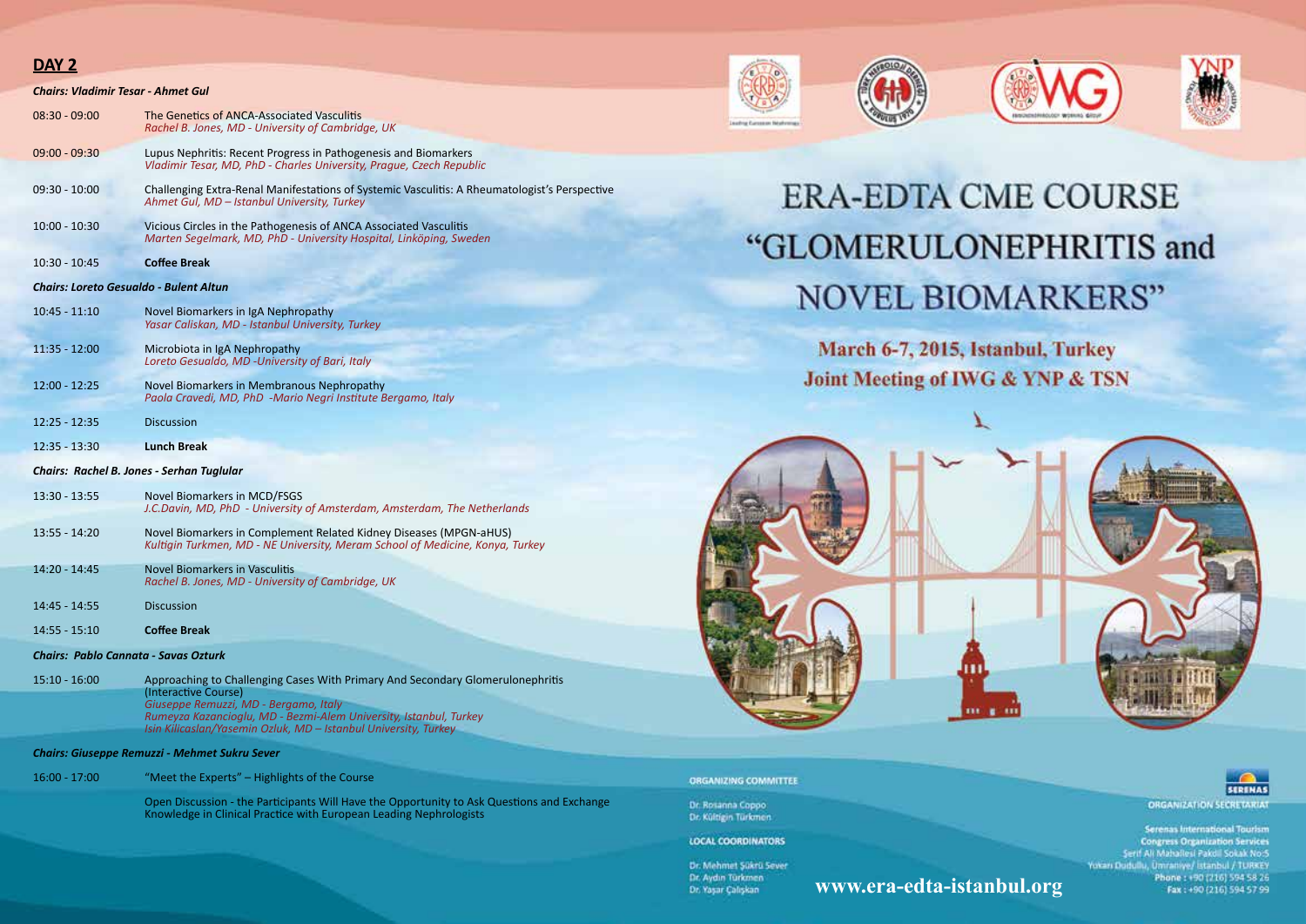## DAY 2

***Chairs: Vladimir Tesar - Ahmet Gul***

| | |
|---|---|
| 08:30 - 09:00 | The Genetics of ANCA-Associated Vasculitis<br>*Rachel B. Jones, MD - University of Cambridge, UK* |
| 09:00 - 09:30 | Lupus Nephritis: Recent Progress in Pathogenesis and Biomarkers<br>*Vladimir Tesar, MD, PhD - Charles University, Prague, Czech Republic* |
| 09:30 - 10:00 | Challenging Extra-Renal Manifestations of Systemic Vasculitis: A Rheumatologist's Perspective<br>*Ahmet Gul, MD – Istanbul University, Turkey* |
| 10:00 - 10:30 | Vicious Circles in the Pathogenesis of ANCA Associated Vasculitis<br>*Marten Segelmark, MD, PhD - University Hospital, Linköping, Sweden* |
| 10:30 - 10:45 | **Coffee Break** |

***Chairs: Loreto Gesualdo - Bulent Altun***

| | |
|---|---|
| 10:45 - 11:10 | Novel Biomarkers in IgA Nephropathy<br>*Yasar Caliskan, MD - Istanbul University, Turkey* |
| 11:35 - 12:00 | Microbiota in IgA Nephropathy<br>*Loreto Gesualdo, MD -University of Bari, Italy* |
| 12:00 - 12:25 | Novel Biomarkers in Membranous Nephropathy<br>*Paola Cravedi, MD, PhD -Mario Negri Institute Bergamo, Italy* |
| 12:25 - 12:35 | Discussion |
| 12:35 - 13:30 | **Lunch Break** |

***Chairs: Rachel B. Jones - Serhan Tuglular***

| | |
|---|---|
| 13:30 - 13:55 | Novel Biomarkers in MCD/FSGS<br>*J.C.Davin, MD, PhD - University of Amsterdam, Amsterdam, The Netherlands* |
| 13:55 - 14:20 | Novel Biomarkers in Complement Related Kidney Diseases (MPGN-aHUS)<br>*Kultigin Turkmen, MD - NE University, Meram School of Medicine, Konya, Turkey* |
| 14:20 - 14:45 | Novel Biomarkers in Vasculitis<br>*Rachel B. Jones, MD - University of Cambridge, UK* |
| 14:45 - 14:55 | Discussion |
| 14:55 - 15:10 | **Coffee Break** |

***Chairs: Pablo Cannata - Savas Ozturk***

| | |
|---|---|
| 15:10 - 16:00 | Approaching to Challenging Cases With Primary And Secondary Glomerulonephritis (Interactive Course)<br>*Giuseppe Remuzzi, MD - Bergamo, Italy*<br>*Rumeyza Kazancioglu, MD - Bezmi-Alem University, Istanbul, Turkey*<br>*Isin Kilicaslan/Yasemin Ozluk, MD – Istanbul University, Turkey* |

***Chairs: Giuseppe Remuzzi - Mehmet Sukru Sever***

| | |
|---|---|
| 16:00 - 17:00 | "Meet the Experts" – Highlights of the Course |
| | Open Discussion - the Participants Will Have the Opportunity to Ask Questions and Exchange Knowledge in Clinical Practice with European Leading Nephrologists |

# ERA-EDTA CME COURSE "GLOMERULONEPHRITIS and NOVEL BIOMARKERS"

**March 6-7, 2015, Istanbul, Turkey**
**Joint Meeting of IWG & YNP & TSN**

**ORGANIZING COMMITTEE**

Dr. Rosanna Coppo
Dr. Kültigin Türkmen

**LOCAL COORDINATORS**

Dr. Mehmet Şükrü Sever
Dr. Aydın Türkmen
Dr. Yaşar Çalışkan

**www.era-edta-istanbul.org**

**SERENAS**
**ORGANIZATION SECRETARIAT**

Serenas International Tourism
Congress Organization Services
Şerif Ali Mahallesi Pakdil Sokak No:5
Yukarı Dudullu, Ümraniye/ Istanbul / TURKEY
Phone : +90 (216) 594 58 26
Fax : +90 (216) 594 57 99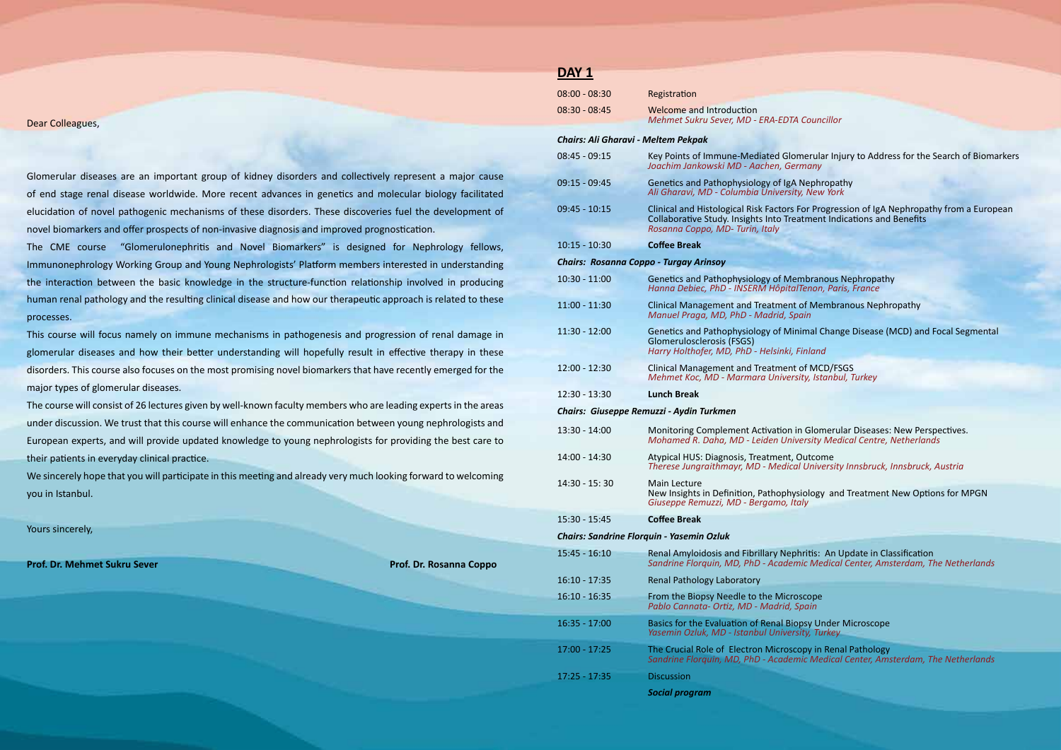Dear Colleagues,

Glomerular diseases are an important group of kidney disorders and collectively represent a major cause of end stage renal disease worldwide. More recent advances in genetics and molecular biology facilitated elucidation of novel pathogenic mechanisms of these disorders. These discoveries fuel the development of novel biomarkers and offer prospects of non-invasive diagnosis and improved prognostication.

The CME course "Glomerulonephritis and Novel Biomarkers" is designed for Nephrology fellows, Immunonephrology Working Group and Young Nephrologists' Platform members interested in understanding the interaction between the basic knowledge in the structure-function relationship involved in producing human renal pathology and the resulting clinical disease and how our therapeutic approach is related to these processes.

This course will focus namely on immune mechanisms in pathogenesis and progression of renal damage in glomerular diseases and how their better understanding will hopefully result in effective therapy in these disorders. This course also focuses on the most promising novel biomarkers that have recently emerged for the major types of glomerular diseases.

The course will consist of 26 lectures given by well-known faculty members who are leading experts in the areas under discussion. We trust that this course will enhance the communication between young nephrologists and European experts, and will provide updated knowledge to young nephrologists for providing the best care to their patients in everyday clinical practice.

We sincerely hope that you will participate in this meeting and already very much looking forward to welcoming you in Istanbul.

Yours sincerely,

**Prof. Dr. Mehmet Sukru Sever** **Prof. Dr. Rosanna Coppo**

## DAY 1

08:00 - 08:30 Registration

08:30 - 08:45 Welcome and Introduction
*Mehmet Sukru Sever, MD - ERA-EDTA Councillor*

***Chairs: Ali Gharavi - Meltem Pekpak***

08:45 - 09:15 Key Points of Immune-Mediated Glomerular Injury to Address for the Search of Biomarkers
*Joachim Jankowski MD - Aachen, Germany*

09:15 - 09:45 Genetics and Pathophysiology of IgA Nephropathy
*Ali Gharavi, MD - Columbia University, New York*

09:45 - 10:15 Clinical and Histological Risk Factors For Progression of IgA Nephropathy from a European Collaborative Study. Insights Into Treatment Indications and Benefits
*Rosanna Coppo, MD- Turin, Italy*

10:15 - 10:30 **Coffee Break**

***Chairs: Rosanna Coppo - Turgay Arinsoy***

10:30 - 11:00 Genetics and Pathophysiology of Membranous Nephropathy
*Hanna Debiec, PhD - INSERM HôpitalTenon, Paris, France*

11:00 - 11:30 Clinical Management and Treatment of Membranous Nephropathy
*Manuel Praga, MD, PhD - Madrid, Spain*

11:30 - 12:00 Genetics and Pathophysiology of Minimal Change Disease (MCD) and Focal Segmental Glomerulosclerosis (FSGS)
*Harry Holthofer, MD, PhD - Helsinki, Finland*

12:00 - 12:30 Clinical Management and Treatment of MCD/FSGS
*Mehmet Koc, MD - Marmara University, Istanbul, Turkey*

12:30 - 13:30 **Lunch Break**

***Chairs: Giuseppe Remuzzi - Aydin Turkmen***

13:30 - 14:00 Monitoring Complement Activation in Glomerular Diseases: New Perspectives.
*Mohamed R. Daha, MD - Leiden University Medical Centre, Netherlands*

14:00 - 14:30 Atypical HUS: Diagnosis, Treatment, Outcome
*Therese Jungraithmayr, MD - Medical University Innsbruck, Innsbruck, Austria*

14:30 - 15: 30 Main Lecture
New Insights in Definition, Pathophysiology and Treatment New Options for MPGN
*Giuseppe Remuzzi, MD - Bergamo, Italy*

15:30 - 15:45 **Coffee Break**

***Chairs: Sandrine Florquin - Yasemin Ozluk***

15:45 - 16:10 Renal Amyloidosis and Fibrillary Nephritis: An Update in Classification
*Sandrine Florquin, MD, PhD - Academic Medical Center, Amsterdam, The Netherlands*

16:10 - 17:35 Renal Pathology Laboratory

16:10 - 16:35 From the Biopsy Needle to the Microscope
*Pablo Cannata- Ortiz, MD - Madrid, Spain*

16:35 - 17:00 Basics for the Evaluation of Renal Biopsy Under Microscope
*Yasemin Ozluk, MD - Istanbul University, Turkey*

17:00 - 17:25 The Crucial Role of Electron Microscopy in Renal Pathology
*Sandrine Florquin, MD, PhD - Academic Medical Center, Amsterdam, The Netherlands*

17:25 - 17:35 Discussion

***Social program***